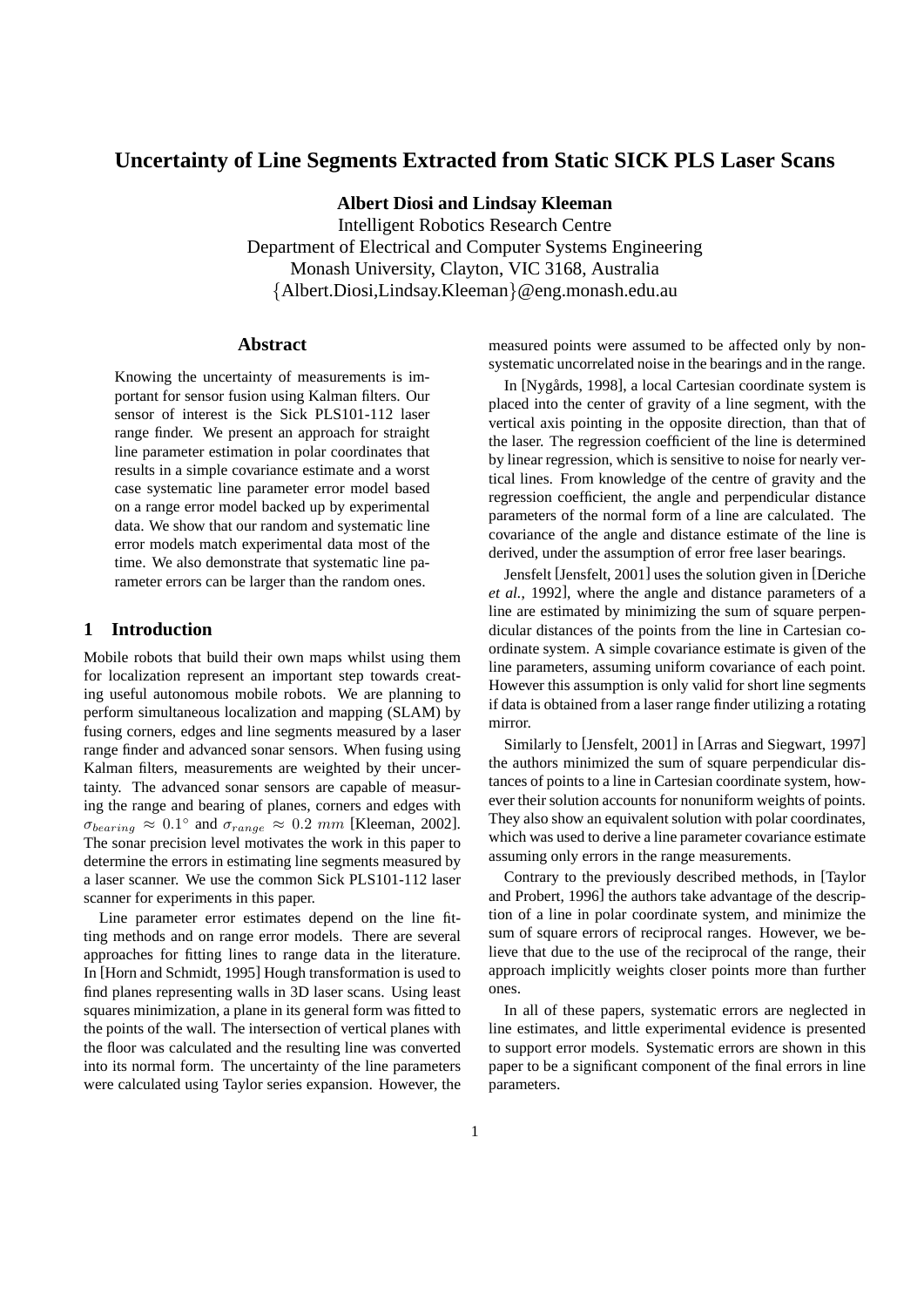# Uncertainty of Line Segments Extracted from Static SICK PLS Laser Scans

**Albert Diosi and Lindsay Kleeman**

Intelligent Robotics Research Centre
Department of Electrical and Computer Systems Engineering
Monash University, Clayton, VIC 3168, Australia
{Albert.Diosi,Lindsay.Kleeman}@eng.monash.edu.au

## Abstract

Knowing the uncertainty of measurements is important for sensor fusion using Kalman filters. Our sensor of interest is the Sick PLS101-112 laser range finder. We present an approach for straight line parameter estimation in polar coordinates that results in a simple covariance estimate and a worst case systematic line parameter error model based on a range error model backed up by experimental data. We show that our random and systematic line error models match experimental data most of the time. We also demonstrate that systematic line parameter errors can be larger than the random ones.

## 1 Introduction

Mobile robots that build their own maps whilst using them for localization represent an important step towards creating useful autonomous mobile robots. We are planning to perform simultaneous localization and mapping (SLAM) by fusing corners, edges and line segments measured by a laser range finder and advanced sonar sensors. When fusing using Kalman filters, measurements are weighted by their uncertainty. The advanced sonar sensors are capable of measuring the range and bearing of planes, corners and edges with $\sigma_{bearing} \approx 0.1^{\circ}$ and $\sigma_{range} \approx 0.2\ mm$ [Kleeman, 2002]. The sonar precision level motivates the work in this paper to determine the errors in estimating line segments measured by a laser scanner. We use the common Sick PLS101-112 laser scanner for experiments in this paper.

Line parameter error estimates depend on the line fitting methods and on range error models. There are several approaches for fitting lines to range data in the literature. In [Horn and Schmidt, 1995] Hough transformation is used to find planes representing walls in 3D laser scans. Using least squares minimization, a plane in its general form was fitted to the points of the wall. The intersection of vertical planes with the floor was calculated and the resulting line was converted into its normal form. The uncertainty of the line parameters were calculated using Taylor series expansion. However, the measured points were assumed to be affected only by nonsystematic uncorrelated noise in the bearings and in the range.

In [Nygårds, 1998], a local Cartesian coordinate system is placed into the center of gravity of a line segment, with the vertical axis pointing in the opposite direction, than that of the laser. The regression coefficient of the line is determined by linear regression, which is sensitive to noise for nearly vertical lines. From knowledge of the centre of gravity and the regression coefficient, the angle and perpendicular distance parameters of the normal form of a line are calculated. The covariance of the angle and distance estimate of the line is derived, under the assumption of error free laser bearings.

Jensfelt [Jensfelt, 2001] uses the solution given in [Deriche *et al.*, 1992], where the angle and distance parameters of a line are estimated by minimizing the sum of square perpendicular distances of the points from the line in Cartesian coordinate system. A simple covariance estimate is given of the line parameters, assuming uniform covariance of each point. However this assumption is only valid for short line segments if data is obtained from a laser range finder utilizing a rotating mirror.

Similarly to [Jensfelt, 2001] in [Arras and Siegwart, 1997] the authors minimized the sum of square perpendicular distances of points to a line in Cartesian coordinate system, however their solution accounts for nonuniform weights of points. They also show an equivalent solution with polar coordinates, which was used to derive a line parameter covariance estimate assuming only errors in the range measurements.

Contrary to the previously described methods, in [Taylor and Probert, 1996] the authors take advantage of the description of a line in polar coordinate system, and minimize the sum of square errors of reciprocal ranges. However, we believe that due to the use of the reciprocal of the range, their approach implicitly weights closer points more than further ones.

In all of these papers, systematic errors are neglected in line estimates, and little experimental evidence is presented to support error models. Systematic errors are shown in this paper to be a significant component of the final errors in line parameters.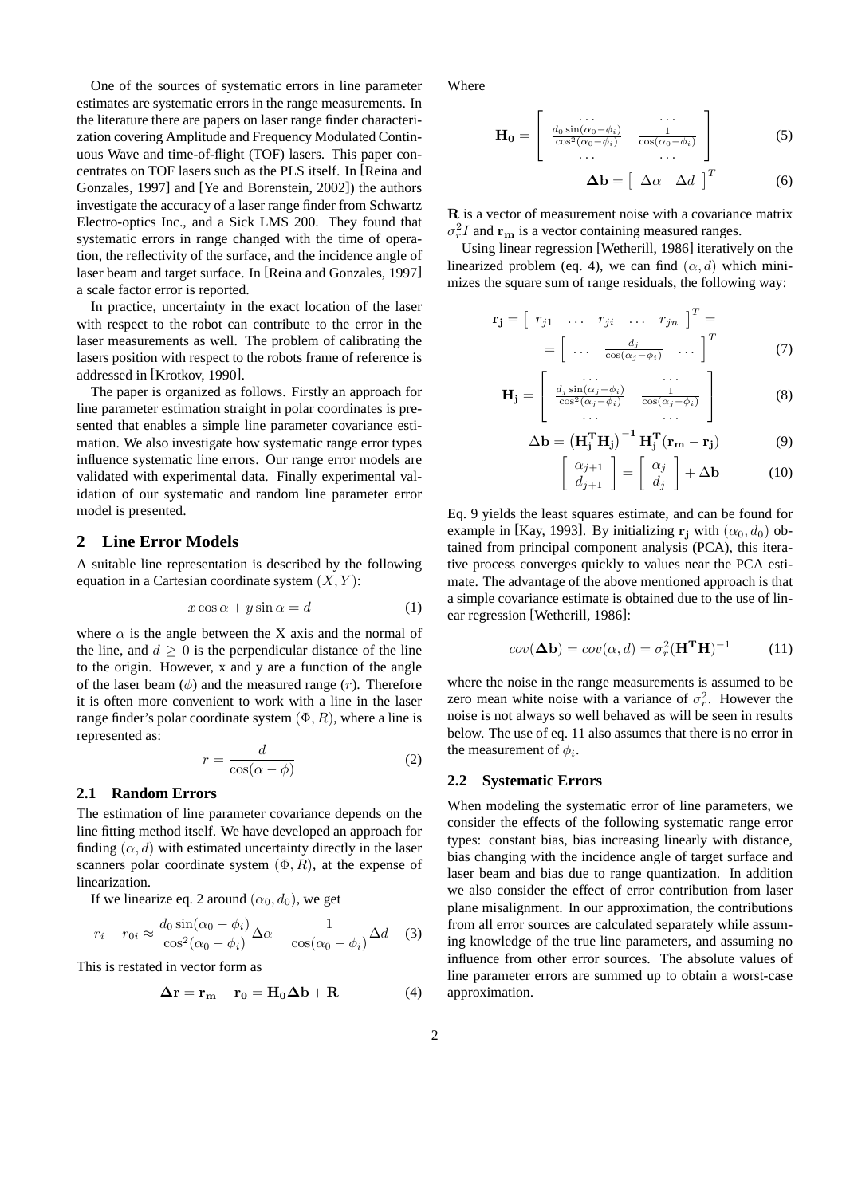One of the sources of systematic errors in line parameter estimates are systematic errors in the range measurements. In the literature there are papers on laser range finder characterization covering Amplitude and Frequency Modulated Continuous Wave and time-of-flight (TOF) lasers. This paper concentrates on TOF lasers such as the PLS itself. In [Reina and Gonzales, 1997] and [Ye and Borenstein, 2002]) the authors investigate the accuracy of a laser range finder from Schwartz Electro-optics Inc., and a Sick LMS 200. They found that systematic errors in range changed with the time of operation, the reflectivity of the surface, and the incidence angle of laser beam and target surface. In [Reina and Gonzales, 1997] a scale factor error is reported.

In practice, uncertainty in the exact location of the laser with respect to the robot can contribute to the error in the laser measurements as well. The problem of calibrating the lasers position with respect to the robots frame of reference is addressed in [Krotkov, 1990].

The paper is organized as follows. Firstly an approach for line parameter estimation straight in polar coordinates is presented that enables a simple line parameter covariance estimation. We also investigate how systematic range error types influence systematic line errors. Our range error models are validated with experimental data. Finally experimental validation of our systematic and random line parameter error model is presented.

## 2 Line Error Models

A suitable line representation is described by the following equation in a Cartesian coordinate system $(X, Y)$:

$$x \cos \alpha + y \sin \alpha = d \tag{1}$$

where $\alpha$ is the angle between the X axis and the normal of the line, and $d \geq 0$ is the perpendicular distance of the line to the origin. However, x and y are a function of the angle of the laser beam ($\phi$) and the measured range ($r$). Therefore it is often more convenient to work with a line in the laser range finder's polar coordinate system $(\Phi, R)$, where a line is represented as:

$$r = \frac{d}{\cos(\alpha - \phi)} \tag{2}$$

### 2.1 Random Errors

The estimation of line parameter covariance depends on the line fitting method itself. We have developed an approach for finding $(\alpha, d)$ with estimated uncertainty directly in the laser scanners polar coordinate system $(\Phi, R)$, at the expense of linearization.

If we linearize eq. 2 around $(\alpha_0, d_0)$, we get

$$r_i - r_{0i} \approx \frac{d_0 \sin(\alpha_0 - \phi_i)}{\cos^2(\alpha_0 - \phi_i)} \Delta\alpha + \frac{1}{\cos(\alpha_0 - \phi_i)} \Delta d \tag{3}$$

This is restated in vector form as

$$\mathbf{\Delta r} = \mathbf{r_m} - \mathbf{r_0} = \mathbf{H_0} \mathbf{\Delta b} + \mathbf{R} \tag{4}$$

Where

$$\mathbf{H_0} = \begin{bmatrix} \cdots & \cdots \\ \frac{d_0 \sin(\alpha_0 - \phi_i)}{\cos^2(\alpha_0 - \phi_i)} & \frac{1}{\cos(\alpha_0 - \phi_i)} \\ \cdots & \cdots \end{bmatrix} \tag{5}$$

$$\mathbf{\Delta b} = \begin{bmatrix} \Delta\alpha & \Delta d \end{bmatrix}^T \tag{6}$$

$\mathbf{R}$ is a vector of measurement noise with a covariance matrix $\sigma_r^2 I$ and $\mathbf{r_m}$ is a vector containing measured ranges.

Using linear regression [Wetherill, 1986] iteratively on the linearized problem (eq. 4), we can find $(\alpha, d)$ which minimizes the square sum of range residuals, the following way:

$$\mathbf{r_j} = \begin{bmatrix} r_{j1} & \ldots & r_{ji} & \ldots & r_{jn} \end{bmatrix}^T = \\ = \begin{bmatrix} \ldots & \frac{d_j}{\cos(\alpha_j - \phi_i)} & \ldots \end{bmatrix}^T \tag{7}$$

$$\mathbf{H_j} = \begin{bmatrix} \cdots & \cdots \\ \frac{d_j \sin(\alpha_j - \phi_i)}{\cos^2(\alpha_j - \phi_i)} & \frac{1}{\cos(\alpha_j - \phi_i)} \\ \cdots & \cdots \end{bmatrix} \tag{8}$$

$$\Delta \mathbf{b} = \left(\mathbf{H_j^T} \mathbf{H_j}\right)^{-1} \mathbf{H_j^T} (\mathbf{r_m} - \mathbf{r_j}) \tag{9}$$

$$\begin{bmatrix} \alpha_{j+1} \\ d_{j+1} \end{bmatrix} = \begin{bmatrix} \alpha_j \\ d_j \end{bmatrix} + \Delta \mathbf{b} \tag{10}$$

Eq. 9 yields the least squares estimate, and can be found for example in [Kay, 1993]. By initializing $\mathbf{r_j}$ with $(\alpha_0, d_0)$ obtained from principal component analysis (PCA), this iterative process converges quickly to values near the PCA estimate. The advantage of the above mentioned approach is that a simple covariance estimate is obtained due to the use of linear regression [Wetherill, 1986]:

$$cov(\mathbf{\Delta b}) = cov(\alpha, d) = \sigma_r^2 (\mathbf{H^T H})^{-1} \tag{11}$$

where the noise in the range measurements is assumed to be zero mean white noise with a variance of $\sigma_r^2$. However the noise is not always so well behaved as will be seen in results below. The use of eq. 11 also assumes that there is no error in the measurement of $\phi_i$.

### 2.2 Systematic Errors

When modeling the systematic error of line parameters, we consider the effects of the following systematic range error types: constant bias, bias increasing linearly with distance, bias changing with the incidence angle of target surface and laser beam and bias due to range quantization. In addition we also consider the effect of error contribution from laser plane misalignment. In our approximation, the contributions from all error sources are calculated separately while assuming knowledge of the true line parameters, and assuming no influence from other error sources. The absolute values of line parameter errors are summed up to obtain a worst-case approximation.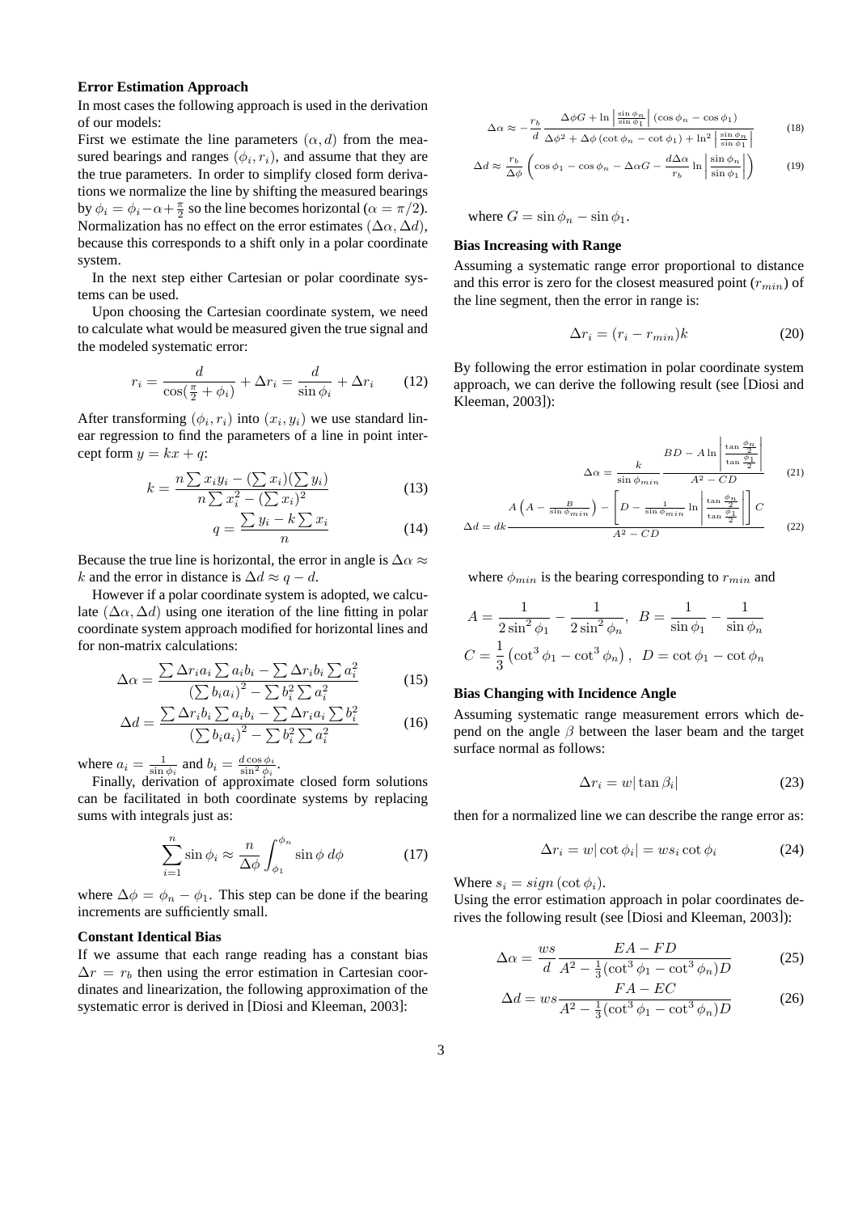### Error Estimation Approach

In most cases the following approach is used in the derivation of our models:

First we estimate the line parameters $(\alpha, d)$ from the measured bearings and ranges $(\phi_i, r_i)$, and assume that they are the true parameters. In order to simplify closed form derivations we normalize the line by shifting the measured bearings by $\phi_i = \phi_i - \alpha + \frac{\pi}{2}$ so the line becomes horizontal ($\alpha = \pi/2$). Normalization has no effect on the error estimates $(\Delta\alpha, \Delta d)$, because this corresponds to a shift only in a polar coordinate system.

In the next step either Cartesian or polar coordinate systems can be used.

Upon choosing the Cartesian coordinate system, we need to calculate what would be measured given the true signal and the modeled systematic error:

$$r_i = \frac{d}{\cos(\frac{\pi}{2} + \phi_i)} + \Delta r_i = \frac{d}{\sin\phi_i} + \Delta r_i \tag{12}$$

After transforming $(\phi_i, r_i)$ into $(x_i, y_i)$ we use standard linear regression to find the parameters of a line in point intercept form $y = kx + q$:

$$k = \frac{n\sum x_i y_i - (\sum x_i)(\sum y_i)}{n\sum x_i^2 - (\sum x_i)^2} \tag{13}$$

$$q = \frac{\sum y_i - k\sum x_i}{n} \tag{14}$$

Because the true line is horizontal, the error in angle is $\Delta\alpha \approx k$ and the error in distance is $\Delta d \approx q - d$.

However if a polar coordinate system is adopted, we calculate $(\Delta\alpha, \Delta d)$ using one iteration of the line fitting in polar coordinate system approach modified for horizontal lines and for non-matrix calculations:

$$\Delta\alpha = \frac{\sum \Delta r_i a_i \sum a_i b_i - \sum \Delta r_i b_i \sum a_i^2}{\left(\sum b_i a_i\right)^2 - \sum b_i^2 \sum a_i^2} \tag{15}$$

$$\Delta d = \frac{\sum \Delta r_i b_i \sum a_i b_i - \sum \Delta r_i a_i \sum b_i^2}{\left(\sum b_i a_i\right)^2 - \sum b_i^2 \sum a_i^2} \tag{16}$$

where $a_i = \frac{1}{\sin\phi_i}$ and $b_i = \frac{d\cos\phi_i}{\sin^2\phi_i}$.

Finally, derivation of approximate closed form solutions can be facilitated in both coordinate systems by replacing sums with integrals just as:

$$\sum_{i=1}^{n} \sin\phi_i \approx \frac{n}{\Delta\phi} \int_{\phi_1}^{\phi_n} \sin\phi \, d\phi \tag{17}$$

where $\Delta\phi = \phi_n - \phi_1$. This step can be done if the bearing increments are sufficiently small.

### Constant Identical Bias

If we assume that each range reading has a constant bias $\Delta r = r_b$ then using the error estimation in Cartesian coordinates and linearization, the following approximation of the systematic error is derived in [Diosi and Kleeman, 2003]:

$$\Delta\alpha \approx -\frac{r_b}{d} \frac{\Delta\phi G + \ln\left|\frac{\sin\phi_n}{\sin\phi_1}\right| (\cos\phi_n - \cos\phi_1)}{\Delta\phi^2 + \Delta\phi\left(\cot\phi_n - \cot\phi_1\right) + \ln^2\left|\frac{\sin\phi_n}{\sin\phi_1}\right|} \tag{18}$$

$$\Delta d \approx \frac{r_b}{\Delta\phi}\left(\cos\phi_1 - \cos\phi_n - \Delta\alpha G - \frac{d\Delta\alpha}{r_b}\ln\left|\frac{\sin\phi_n}{\sin\phi_1}\right|\right) \tag{19}$$

where $G = \sin\phi_n - \sin\phi_1$.

### Bias Increasing with Range

Assuming a systematic range error proportional to distance and this error is zero for the closest measured point ($r_{min}$) of the line segment, then the error in range is:

$$\Delta r_i = (r_i - r_{min})k \tag{20}$$

By following the error estimation in polar coordinate system approach, we can derive the following result (see [Diosi and Kleeman, 2003]):

$$\Delta\alpha = \frac{k}{\sin\phi_{min}} \frac{BD - A\ln\left|\frac{\tan\frac{\phi_n}{2}}{\tan\frac{\phi_1}{2}}\right|}{A^2 - CD} \tag{21}$$

$$\Delta d = dk \frac{A\left(A - \frac{B}{\sin\phi_{min}}\right) - \left[D - \frac{1}{\sin\phi_{min}}\ln\left|\frac{\tan\frac{\phi_n}{2}}{\tan\frac{\phi_1}{2}}\right|\right]C}{A^2 - CD} \tag{22}$$

where $\phi_{min}$ is the bearing corresponding to $r_{min}$ and

$$A = \frac{1}{2\sin^2\phi_1} - \frac{1}{2\sin^2\phi_n}, \quad B = \frac{1}{\sin\phi_1} - \frac{1}{\sin\phi_n}$$

$$C = \frac{1}{3}\left(\cot^3\phi_1 - \cot^3\phi_n\right), \quad D = \cot\phi_1 - \cot\phi_n$$

### Bias Changing with Incidence Angle

Assuming systematic range measurement errors which depend on the angle $\beta$ between the laser beam and the target surface normal as follows:

$$\Delta r_i = w|\tan\beta_i| \tag{23}$$

then for a normalized line we can describe the range error as:

$$\Delta r_i = w|\cot\phi_i| = ws_i\cot\phi_i \tag{24}$$

Where $s_i = sign\left(\cot\phi_i\right)$.

Using the error estimation approach in polar coordinates derives the following result (see [Diosi and Kleeman, 2003]):

$$\Delta\alpha = \frac{ws}{d} \frac{EA - FD}{A^2 - \frac{1}{3}(\cot^3\phi_1 - \cot^3\phi_n)D} \tag{25}$$

$$\Delta d = ws \frac{FA - EC}{A^2 - \frac{1}{3}(\cot^3\phi_1 - \cot^3\phi_n)D} \tag{26}$$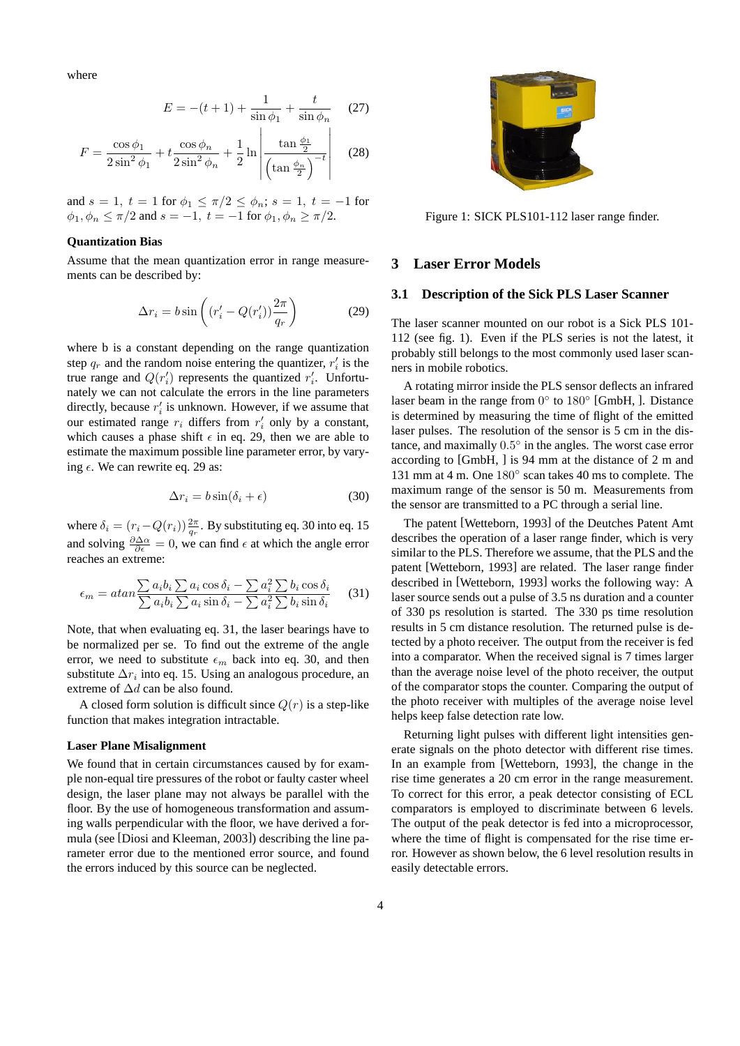where

$$E = -(t+1) + \frac{1}{\sin\phi_1} + \frac{t}{\sin\phi_n} \quad (27)$$

$$F = \frac{\cos\phi_1}{2\sin^2\phi_1} + t\frac{\cos\phi_n}{2\sin^2\phi_n} + \frac{1}{2}\ln\left|\frac{\tan\frac{\phi_1}{2}}{\left(\tan\frac{\phi_n}{2}\right)^{-t}}\right| \quad (28)$$

and $s = 1,\ t = 1$ for $\phi_1 \leq \pi/2 \leq \phi_n$; $s = 1,\ t = -1$ for $\phi_1, \phi_n \leq \pi/2$ and $s = -1,\ t = -1$ for $\phi_1, \phi_n \geq \pi/2$.

**Quantization Bias**

Assume that the mean quantization error in range measurements can be described by:

$$\Delta r_i = b\sin\left((r_i' - Q(r_i'))\frac{2\pi}{q_r}\right) \quad (29)$$

where b is a constant depending on the range quantization step $q_r$ and the random noise entering the quantizer, $r_i'$ is the true range and $Q(r_i')$ represents the quantized $r_i'$. Unfortunately we can not calculate the errors in the line parameters directly, because $r_i'$ is unknown. However, if we assume that our estimated range $r_i$ differs from $r_i'$ only by a constant, which causes a phase shift $\epsilon$ in eq. 29, then we are able to estimate the maximum possible line parameter error, by varying $\epsilon$. We can rewrite eq. 29 as:

$$\Delta r_i = b\sin(\delta_i + \epsilon) \quad (30)$$

where $\delta_i = (r_i - Q(r_i))\frac{2\pi}{q_r}$. By substituting eq. 30 into eq. 15 and solving $\frac{\partial\Delta\alpha}{\partial\epsilon} = 0$, we can find $\epsilon$ at which the angle error reaches an extreme:

$$\epsilon_m = atan\frac{\sum a_i b_i \sum a_i \cos\delta_i - \sum a_i^2 \sum b_i \cos\delta_i}{\sum a_i b_i \sum a_i \sin\delta_i - \sum a_i^2 \sum b_i \sin\delta_i} \quad (31)$$

Note, that when evaluating eq. 31, the laser bearings have to be normalized per se. To find out the extreme of the angle error, we need to substitute $\epsilon_m$ back into eq. 30, and then substitute $\Delta r_i$ into eq. 15. Using an analogous procedure, an extreme of $\Delta d$ can be also found.

A closed form solution is difficult since $Q(r)$ is a step-like function that makes integration intractable.

**Laser Plane Misalignment**

We found that in certain circumstances caused by for example non-equal tire pressures of the robot or faulty caster wheel design, the laser plane may not always be parallel with the floor. By the use of homogeneous transformation and assuming walls perpendicular with the floor, we have derived a formula (see [Diosi and Kleeman, 2003]) describing the line parameter error due to the mentioned error source, and found the errors induced by this source can be neglected.

Figure 1: SICK PLS101-112 laser range finder.

## 3 Laser Error Models

### 3.1 Description of the Sick PLS Laser Scanner

The laser scanner mounted on our robot is a Sick PLS 101-112 (see fig. 1). Even if the PLS series is not the latest, it probably still belongs to the most commonly used laser scanners in mobile robotics.

A rotating mirror inside the PLS sensor deflects an infrared laser beam in the range from $0°$ to $180°$ [GmbH, ]. Distance is determined by measuring the time of flight of the emitted laser pulses. The resolution of the sensor is 5 cm in the distance, and maximally $0.5°$ in the angles. The worst case error according to [GmbH, ] is 94 mm at the distance of 2 m and 131 mm at 4 m. One $180°$ scan takes 40 ms to complete. The maximum range of the sensor is 50 m. Measurements from the sensor are transmitted to a PC through a serial line.

The patent [Wetteborn, 1993] of the Deutches Patent Amt describes the operation of a laser range finder, which is very similar to the PLS. Therefore we assume, that the PLS and the patent [Wetteborn, 1993] are related. The laser range finder described in [Wetteborn, 1993] works the following way: A laser source sends out a pulse of 3.5 ns duration and a counter of 330 ps resolution is started. The 330 ps time resolution results in 5 cm distance resolution. The returned pulse is detected by a photo receiver. The output from the receiver is fed into a comparator. When the received signal is 7 times larger than the average noise level of the photo receiver, the output of the comparator stops the counter. Comparing the output of the photo receiver with multiples of the average noise level helps keep false detection rate low.

Returning light pulses with different light intensities generate signals on the photo detector with different rise times. In an example from [Wetteborn, 1993], the change in the rise time generates a 20 cm error in the range measurement. To correct for this error, a peak detector consisting of ECL comparators is employed to discriminate between 6 levels. The output of the peak detector is fed into a microprocessor, where the time of flight is compensated for the rise time error. However as shown below, the 6 level resolution results in easily detectable errors.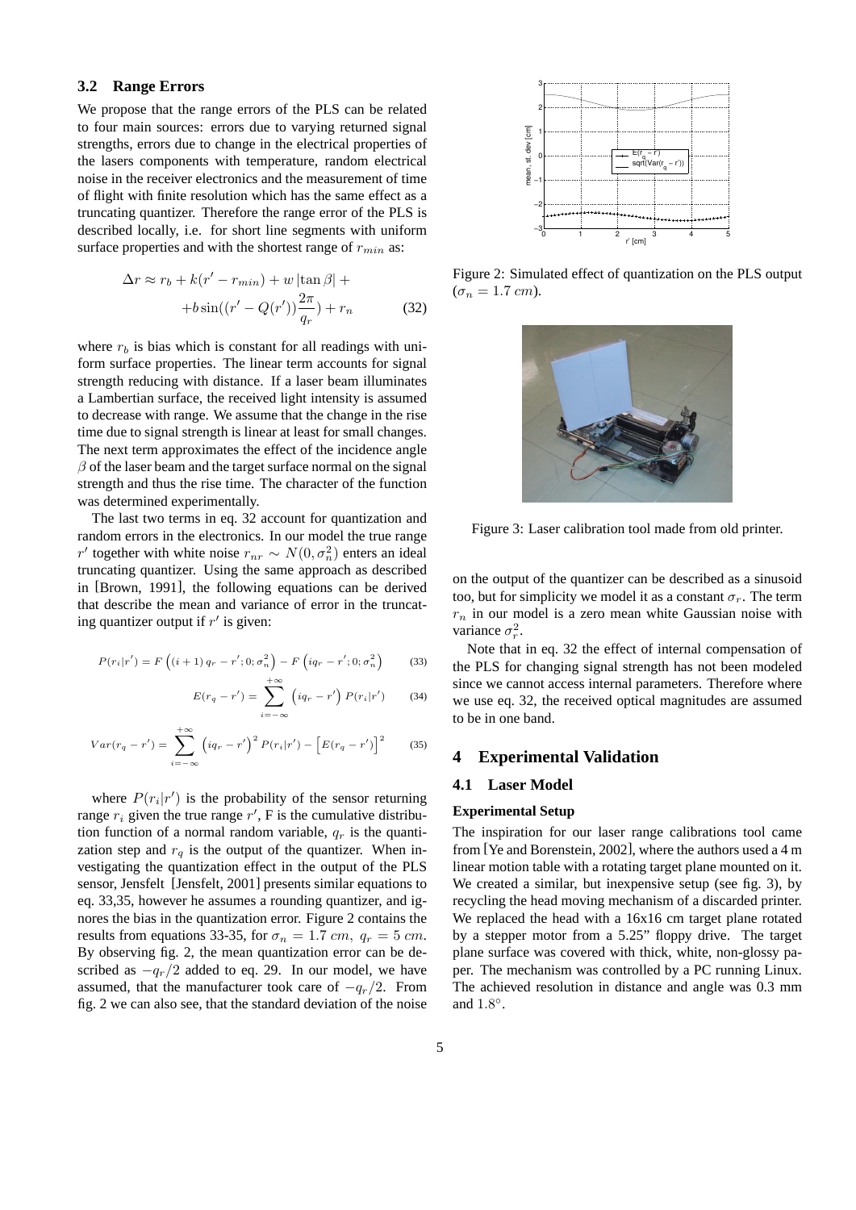### 3.2 Range Errors

We propose that the range errors of the PLS can be related to four main sources: errors due to varying returned signal strengths, errors due to change in the electrical properties of the lasers components with temperature, random electrical noise in the receiver electronics and the measurement of time of flight with finite resolution which has the same effect as a truncating quantizer. Therefore the range error of the PLS is described locally, i.e. for short line segments with uniform surface properties and with the shortest range of $r_{min}$ as:

$$\Delta r \approx r_b + k(r' - r_{min}) + w\,|\tan\beta| + \\ + b\sin((r' - Q(r'))\frac{2\pi}{q_r}) + r_n \qquad (32)$$

where $r_b$ is bias which is constant for all readings with uniform surface properties. The linear term accounts for signal strength reducing with distance. If a laser beam illuminates a Lambertian surface, the received light intensity is assumed to decrease with range. We assume that the change in the rise time due to signal strength is linear at least for small changes. The next term approximates the effect of the incidence angle $\beta$ of the laser beam and the target surface normal on the signal strength and thus the rise time. The character of the function was determined experimentally.

The last two terms in eq. 32 account for quantization and random errors in the electronics. In our model the true range $r'$ together with white noise $r_{nr} \sim N(0, \sigma_n^2)$ enters an ideal truncating quantizer. Using the same approach as described in [Brown, 1991], the following equations can be derived that describe the mean and variance of error in the truncating quantizer output if $r'$ is given:

$$P(r_i|r') = F\left((i+1)\,q_r - r'; 0; \sigma_n^2\right) - F\left(iq_r - r'; 0; \sigma_n^2\right) \qquad (33)$$

$$E(r_q - r') = \sum_{i=-\infty}^{+\infty} \left(iq_r - r'\right) P(r_i|r') \qquad (34)$$

$$Var(r_q - r') = \sum_{i=-\infty}^{+\infty} \left(iq_r - r'\right)^2 P(r_i|r') - \left[E(r_q - r')\right]^2 \qquad (35)$$

where $P(r_i|r')$ is the probability of the sensor returning range $r_i$ given the true range $r'$, F is the cumulative distribution function of a normal random variable, $q_r$ is the quantization step and $r_q$ is the output of the quantizer. When investigating the quantization effect in the output of the PLS sensor, Jensfelt [Jensfelt, 2001] presents similar equations to eq. 33,35, however he assumes a rounding quantizer, and ignores the bias in the quantization error. Figure 2 contains the results from equations 33-35, for $\sigma_n = 1.7\ cm,\ q_r = 5\ cm$. By observing fig. 2, the mean quantization error can be described as $-q_r/2$ added to eq. 29. In our model, we have assumed, that the manufacturer took care of $-q_r/2$. From fig. 2 we can also see, that the standard deviation of the noise on the output of the quantizer can be described as a sinusoid too, but for simplicity we model it as a constant $\sigma_r$. The term $r_n$ in our model is a zero mean white Gaussian noise with variance $\sigma_r^2$.

Figure 2: Simulated effect of quantization on the PLS output ($\sigma_n = 1.7\ cm$).

Figure 3: Laser calibration tool made from old printer.

Note that in eq. 32 the effect of internal compensation of the PLS for changing signal strength has not been modeled since we cannot access internal parameters. Therefore where we use eq. 32, the received optical magnitudes are assumed to be in one band.

## 4 Experimental Validation

### 4.1 Laser Model

#### Experimental Setup

The inspiration for our laser range calibrations tool came from [Ye and Borenstein, 2002], where the authors used a 4 m linear motion table with a rotating target plane mounted on it. We created a similar, but inexpensive setup (see fig. 3), by recycling the head moving mechanism of a discarded printer. We replaced the head with a 16x16 cm target plane rotated by a stepper motor from a 5.25" floppy drive. The target plane surface was covered with thick, white, non-glossy paper. The mechanism was controlled by a PC running Linux. The achieved resolution in distance and angle was 0.3 mm and $1.8°$.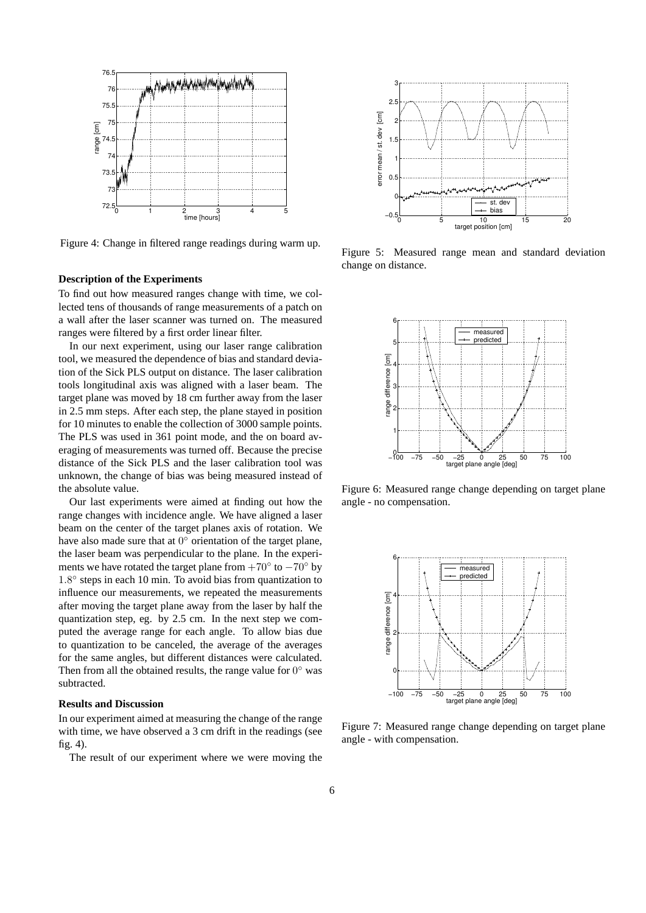Figure 4: Change in filtered range readings during warm up.

Figure 5: Measured range mean and standard deviation change on distance.

Figure 6: Measured range change depending on target plane angle - no compensation.

Figure 7: Measured range change depending on target plane angle - with compensation.

**Description of the Experiments**

To find out how measured ranges change with time, we collected tens of thousands of range measurements of a patch on a wall after the laser scanner was turned on. The measured ranges were filtered by a first order linear filter.

In our next experiment, using our laser range calibration tool, we measured the dependence of bias and standard deviation of the Sick PLS output on distance. The laser calibration tools longitudinal axis was aligned with a laser beam. The target plane was moved by 18 cm further away from the laser in 2.5 mm steps. After each step, the plane stayed in position for 10 minutes to enable the collection of 3000 sample points. The PLS was used in 361 point mode, and the on board averaging of measurements was turned off. Because the precise distance of the Sick PLS and the laser calibration tool was unknown, the change of bias was being measured instead of the absolute value.

Our last experiments were aimed at finding out how the range changes with incidence angle. We have aligned a laser beam on the center of the target planes axis of rotation. We have also made sure that at $0^\circ$ orientation of the target plane, the laser beam was perpendicular to the plane. In the experiments we have rotated the target plane from $+70^\circ$ to $-70^\circ$ by $1.8^\circ$ steps in each 10 min. To avoid bias from quantization to influence our measurements, we repeated the measurements after moving the target plane away from the laser by half the quantization step, eg. by 2.5 cm. In the next step we computed the average range for each angle. To allow bias due to quantization to be canceled, the average of the averages for the same angles, but different distances were calculated. Then from all the obtained results, the range value for $0^\circ$ was subtracted.

**Results and Discussion**

In our experiment aimed at measuring the change of the range with time, we have observed a 3 cm drift in the readings (see fig. 4).

The result of our experiment where we were moving the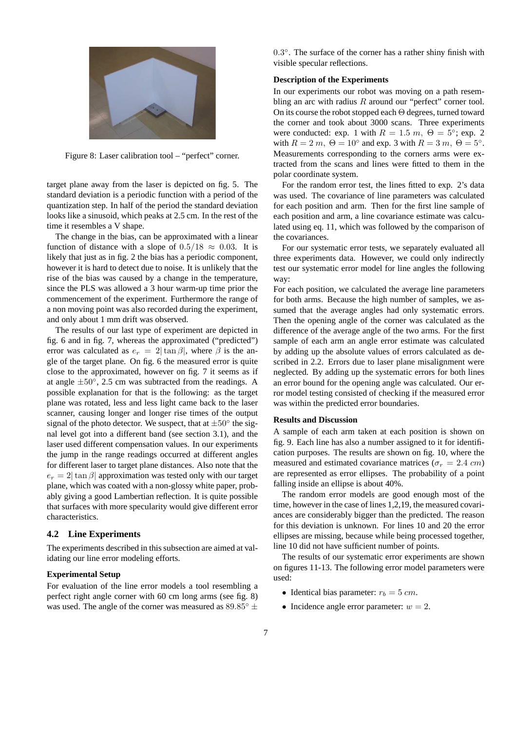Figure 8: Laser calibration tool – "perfect" corner.

target plane away from the laser is depicted on fig. 5. The standard deviation is a periodic function with a period of the quantization step. In half of the period the standard deviation looks like a sinusoid, which peaks at 2.5 cm. In the rest of the time it resembles a V shape.

The change in the bias, can be approximated with a linear function of distance with a slope of $0.5/18 \approx 0.03$. It is likely that just as in fig. 2 the bias has a periodic component, however it is hard to detect due to noise. It is unlikely that the rise of the bias was caused by a change in the temperature, since the PLS was allowed a 3 hour warm-up time prior the commencement of the experiment. Furthermore the range of a non moving point was also recorded during the experiment, and only about 1 mm drift was observed.

The results of our last type of experiment are depicted in fig. 6 and in fig. 7, whereas the approximated ("predicted") error was calculated as $e_r = 2|\tan\beta|$, where $\beta$ is the angle of the target plane. On fig. 6 the measured error is quite close to the approximated, however on fig. 7 it seems as if at angle $\pm 50°$, 2.5 cm was subtracted from the readings. A possible explanation for that is the following: as the target plane was rotated, less and less light came back to the laser scanner, causing longer and longer rise times of the output signal of the photo detector. We suspect, that at $\pm 50°$ the signal level got into a different band (see section 3.1), and the laser used different compensation values. In our experiments the jump in the range readings occurred at different angles for different laser to target plane distances. Also note that the $e_r = 2|\tan\beta|$ approximation was tested only with our target plane, which was coated with a non-glossy white paper, probably giving a good Lambertian reflection. It is quite possible that surfaces with more specularity would give different error characteristics.

## 4.2 Line Experiments

The experiments described in this subsection are aimed at validating our line error modeling efforts.

**Experimental Setup**

For evaluation of the line error models a tool resembling a perfect right angle corner with 60 cm long arms (see fig. 8) was used. The angle of the corner was measured as $89.85° \pm 0.3°$. The surface of the corner has a rather shiny finish with visible specular reflections.

**Description of the Experiments**

In our experiments our robot was moving on a path resembling an arc with radius $R$ around our "perfect" corner tool. On its course the robot stopped each $\Theta$ degrees, turned toward the corner and took about 3000 scans. Three experiments were conducted: exp. 1 with $R = 1.5\ m,\ \Theta = 5°$; exp. 2 with $R = 2\ m,\ \Theta = 10°$ and exp. 3 with $R = 3\ m,\ \Theta = 5°$. Measurements corresponding to the corners arms were extracted from the scans and lines were fitted to them in the polar coordinate system.

For the random error test, the lines fitted to exp. 2's data was used. The covariance of line parameters was calculated for each position and arm. Then for the first line sample of each position and arm, a line covariance estimate was calculated using eq. 11, which was followed by the comparison of the covariances.

For our systematic error tests, we separately evaluated all three experiments data. However, we could only indirectly test our systematic error model for line angles the following way:

For each position, we calculated the average line parameters for both arms. Because the high number of samples, we assumed that the average angles had only systematic errors. Then the opening angle of the corner was calculated as the difference of the average angle of the two arms. For the first sample of each arm an angle error estimate was calculated by adding up the absolute values of errors calculated as described in 2.2. Errors due to laser plane misalignment were neglected. By adding up the systematic errors for both lines an error bound for the opening angle was calculated. Our error model testing consisted of checking if the measured error was within the predicted error boundaries.

**Results and Discussion**

A sample of each arm taken at each position is shown on fig. 9. Each line has also a number assigned to it for identification purposes. The results are shown on fig. 10, where the measured and estimated covariance matrices ($\sigma_r = 2.4\ cm$) are represented as error ellipses. The probability of a point falling inside an ellipse is about 40%.

The random error models are good enough most of the time, however in the case of lines 1,2,19, the measured covariances are considerably bigger than the predicted. The reason for this deviation is unknown. For lines 10 and 20 the error ellipses are missing, because while being processed together, line 10 did not have sufficient number of points.

The results of our systematic error experiments are shown on figures 11-13. The following error model parameters were used:

- Identical bias parameter: $r_b = 5\ cm$.
- Incidence angle error parameter: $w = 2$.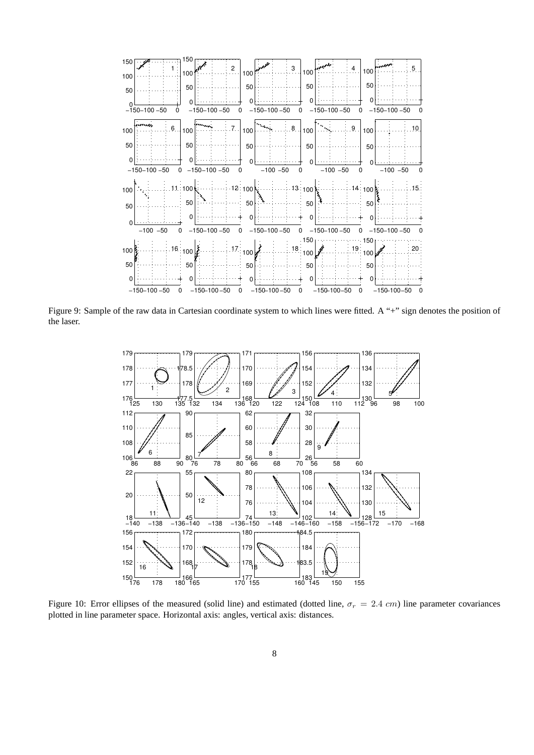Figure 9: Sample of the raw data in Cartesian coordinate system to which lines were fitted. A "+" sign denotes the position of the laser.

Figure 10: Error ellipses of the measured (solid line) and estimated (dotted line, $\sigma_r = 2.4\ cm$) line parameter covariances plotted in line parameter space. Horizontal axis: angles, vertical axis: distances.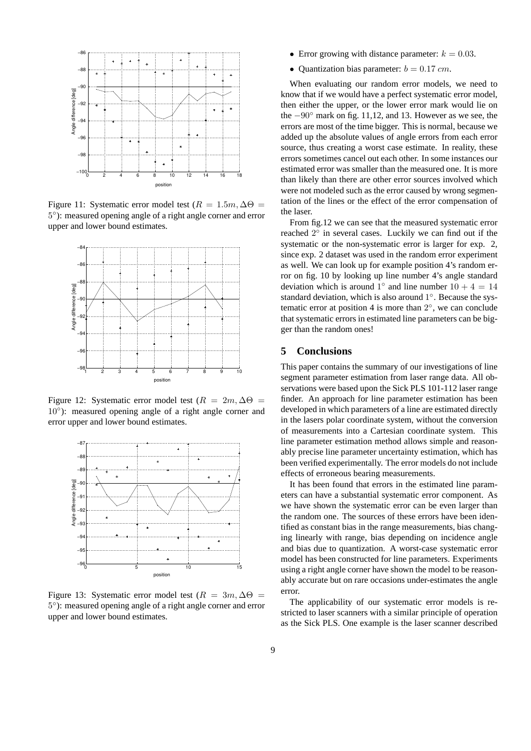Figure 11: Systematic error model test ($R = 1.5m, \Delta\Theta = 5^\circ$): measured opening angle of a right angle corner and error upper and lower bound estimates.

Figure 12: Systematic error model test ($R = 2m, \Delta\Theta = 10^\circ$): measured opening angle of a right angle corner and error upper and lower bound estimates.

Figure 13: Systematic error model test ($R = 3m, \Delta\Theta = 5^\circ$): measured opening angle of a right angle corner and error upper and lower bound estimates.

- Error growing with distance parameter: $k = 0.03$.
- Quantization bias parameter: $b = 0.17\ cm$.

When evaluating our random error models, we need to know that if we would have a perfect systematic error model, then either the upper, or the lower error mark would lie on the $-90^\circ$ mark on fig. 11,12, and 13. However as we see, the errors are most of the time bigger. This is normal, because we added up the absolute values of angle errors from each error source, thus creating a worst case estimate. In reality, these errors sometimes cancel out each other. In some instances our estimated error was smaller than the measured one. It is more than likely than there are other error sources involved which were not modeled such as the error caused by wrong segmentation of the lines or the effect of the error compensation of the laser.

From fig.12 we can see that the measured systematic error reached $2^\circ$ in several cases. Luckily we can find out if the systematic or the non-systematic error is larger for exp. 2, since exp. 2 dataset was used in the random error experiment as well. We can look up for example position 4's random error on fig. 10 by looking up line number 4's angle standard deviation which is around $1^\circ$ and line number $10 + 4 = 14$ standard deviation, which is also around $1^\circ$. Because the systematic error at position 4 is more than $2^\circ$, we can conclude that systematic errors in estimated line parameters can be bigger than the random ones!

## 5 Conclusions

This paper contains the summary of our investigations of line segment parameter estimation from laser range data. All observations were based upon the Sick PLS 101-112 laser range finder. An approach for line parameter estimation has been developed in which parameters of a line are estimated directly in the lasers polar coordinate system, without the conversion of measurements into a Cartesian coordinate system. This line parameter estimation method allows simple and reasonably precise line parameter uncertainty estimation, which has been verified experimentally. The error models do not include effects of erroneous bearing measurements.

It has been found that errors in the estimated line parameters can have a substantial systematic error component. As we have shown the systematic error can be even larger than the random one. The sources of these errors have been identified as constant bias in the range measurements, bias changing linearly with range, bias depending on incidence angle and bias due to quantization. A worst-case systematic error model has been constructed for line parameters. Experiments using a right angle corner have shown the model to be reasonably accurate but on rare occasions under-estimates the angle error.

The applicability of our systematic error models is restricted to laser scanners with a similar principle of operation as the Sick PLS. One example is the laser scanner described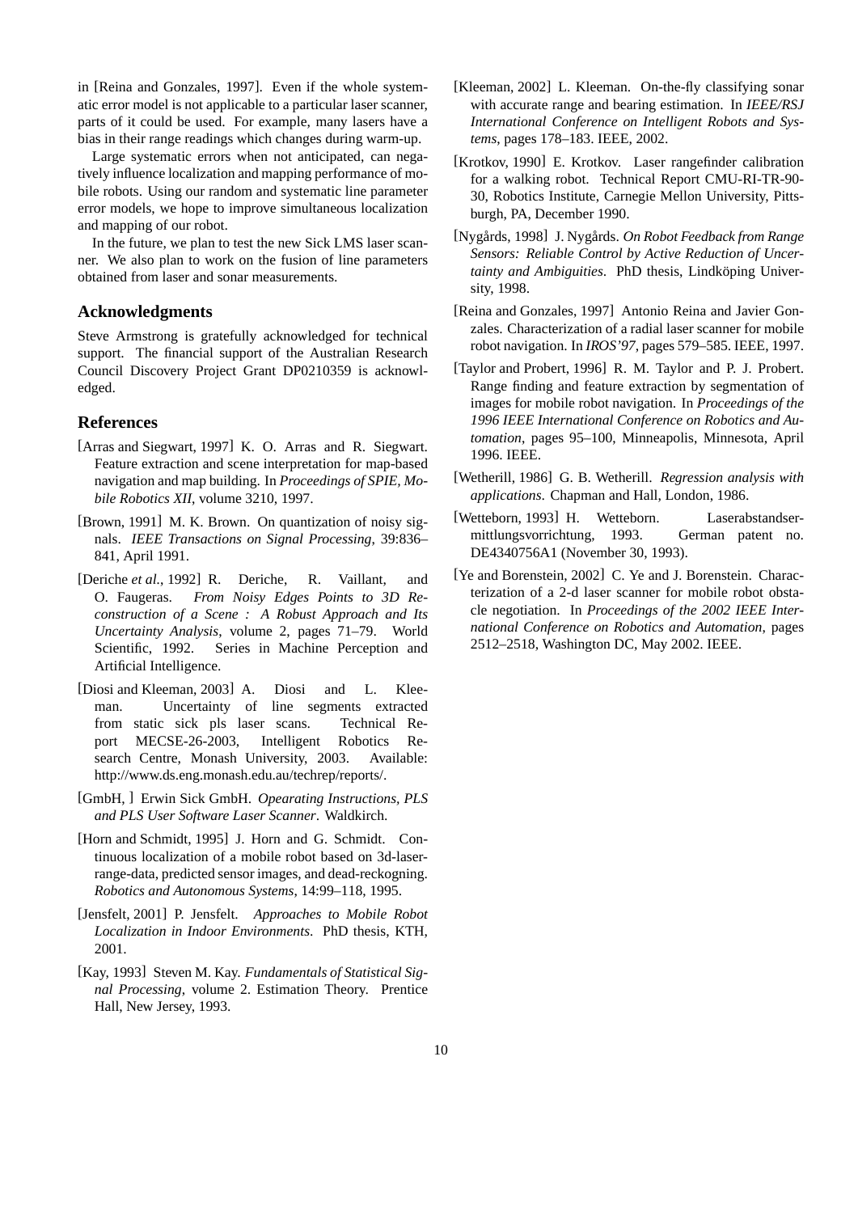in [Reina and Gonzales, 1997]. Even if the whole systematic error model is not applicable to a particular laser scanner, parts of it could be used. For example, many lasers have a bias in their range readings which changes during warm-up.

Large systematic errors when not anticipated, can negatively influence localization and mapping performance of mobile robots. Using our random and systematic line parameter error models, we hope to improve simultaneous localization and mapping of our robot.

In the future, we plan to test the new Sick LMS laser scanner. We also plan to work on the fusion of line parameters obtained from laser and sonar measurements.

## Acknowledgments

Steve Armstrong is gratefully acknowledged for technical support. The financial support of the Australian Research Council Discovery Project Grant DP0210359 is acknowledged.

## References

[Arras and Siegwart, 1997] K. O. Arras and R. Siegwart. Feature extraction and scene interpretation for map-based navigation and map building. In *Proceedings of SPIE, Mobile Robotics XII*, volume 3210, 1997.

[Brown, 1991] M. K. Brown. On quantization of noisy signals. *IEEE Transactions on Signal Processing*, 39:836–841, April 1991.

[Deriche *et al.*, 1992] R. Deriche, R. Vaillant, and O. Faugeras. *From Noisy Edges Points to 3D Reconstruction of a Scene : A Robust Approach and Its Uncertainty Analysis*, volume 2, pages 71–79. World Scientific, 1992. Series in Machine Perception and Artificial Intelligence.

[Diosi and Kleeman, 2003] A. Diosi and L. Kleeman. Uncertainty of line segments extracted from static sick pls laser scans. Technical Report MECSE-26-2003, Intelligent Robotics Research Centre, Monash University, 2003. Available: http://www.ds.eng.monash.edu.au/techrep/reports/.

[GmbH, ] Erwin Sick GmbH. *Opearating Instructions, PLS and PLS User Software Laser Scanner*. Waldkirch.

[Horn and Schmidt, 1995] J. Horn and G. Schmidt. Continuous localization of a mobile robot based on 3d-laser-range-data, predicted sensor images, and dead-reckogning. *Robotics and Autonomous Systems*, 14:99–118, 1995.

[Jensfelt, 2001] P. Jensfelt. *Approaches to Mobile Robot Localization in Indoor Environments*. PhD thesis, KTH, 2001.

[Kay, 1993] Steven M. Kay. *Fundamentals of Statistical Signal Processing*, volume 2. Estimation Theory. Prentice Hall, New Jersey, 1993.

[Kleeman, 2002] L. Kleeman. On-the-fly classifying sonar with accurate range and bearing estimation. In *IEEE/RSJ International Conference on Intelligent Robots and Systems*, pages 178–183. IEEE, 2002.

[Krotkov, 1990] E. Krotkov. Laser rangefinder calibration for a walking robot. Technical Report CMU-RI-TR-90-30, Robotics Institute, Carnegie Mellon University, Pittsburgh, PA, December 1990.

[Nygårds, 1998] J. Nygårds. *On Robot Feedback from Range Sensors: Reliable Control by Active Reduction of Uncertainty and Ambiguities*. PhD thesis, Linköping University, 1998.

[Reina and Gonzales, 1997] Antonio Reina and Javier Gonzales. Characterization of a radial laser scanner for mobile robot navigation. In *IROS'97*, pages 579–585. IEEE, 1997.

[Taylor and Probert, 1996] R. M. Taylor and P. J. Probert. Range finding and feature extraction by segmentation of images for mobile robot navigation. In *Proceedings of the 1996 IEEE International Conference on Robotics and Automation*, pages 95–100, Minneapolis, Minnesota, April 1996. IEEE.

[Wetherill, 1986] G. B. Wetherill. *Regression analysis with applications*. Chapman and Hall, London, 1986.

[Wetteborn, 1993] H. Wetteborn. Laserabstandsermittlungsvorrichtung, 1993. German patent no. DE4340756A1 (November 30, 1993).

[Ye and Borenstein, 2002] C. Ye and J. Borenstein. Characterization of a 2-d laser scanner for mobile robot obstacle negotiation. In *Proceedings of the 2002 IEEE International Conference on Robotics and Automation*, pages 2512–2518, Washington DC, May 2002. IEEE.